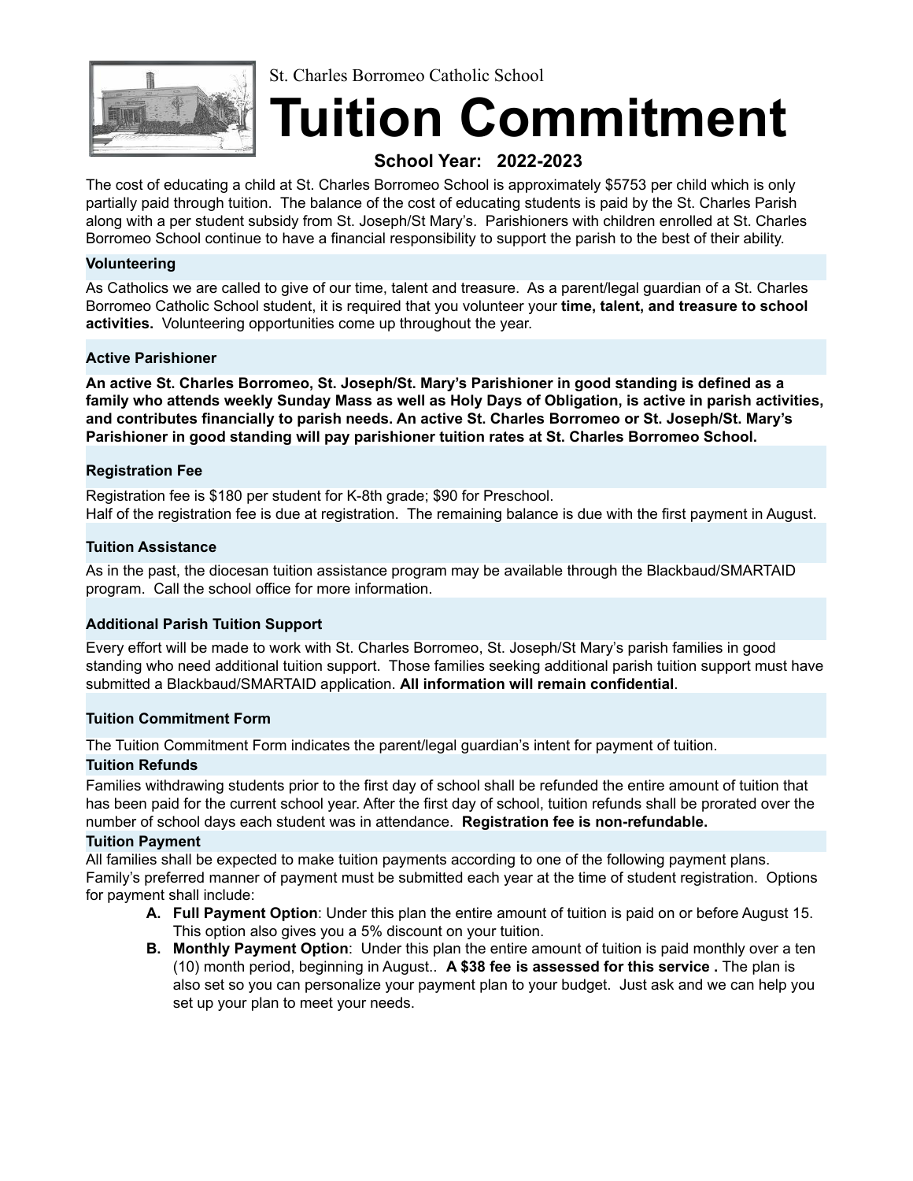St. Charles Borromeo Catholic School

# Tuition Commitment

**School Year: 2022-2023**

The cost of educating a child at St. Charles Borromeo School is approximately $5753 per child which is only partially paid through tuition. The balance of the cost of educating students is paid by the St. Charles Parish along with a per student subsidy from St. Joseph/St Mary's. Parishioners with children enrolled at St. Charles Borromeo School continue to have a financial responsibility to support the parish to the best of their ability.

### Volunteering

As Catholics we are called to give of our time, talent and treasure. As a parent/legal guardian of a St. Charles Borromeo Catholic School student, it is required that you volunteer your **time, talent, and treasure to school activities.** Volunteering opportunities come up throughout the year.

### Active Parishioner

**An active St. Charles Borromeo, St. Joseph/St. Mary's Parishioner in good standing is defined as a family who attends weekly Sunday Mass as well as Holy Days of Obligation, is active in parish activities, and contributes financially to parish needs. An active St. Charles Borromeo or St. Joseph/St. Mary's Parishioner in good standing will pay parishioner tuition rates at St. Charles Borromeo School.**

### Registration Fee

Registration fee is $180 per student for K-8th grade; $90 for Preschool.
Half of the registration fee is due at registration. The remaining balance is due with the first payment in August.

### Tuition Assistance

As in the past, the diocesan tuition assistance program may be available through the Blackbaud/SMARTAID program. Call the school office for more information.

### Additional Parish Tuition Support

Every effort will be made to work with St. Charles Borromeo, St. Joseph/St Mary's parish families in good standing who need additional tuition support. Those families seeking additional parish tuition support must have submitted a Blackbaud/SMARTAID application. **All information will remain confidential**.

### Tuition Commitment Form

The Tuition Commitment Form indicates the parent/legal guardian's intent for payment of tuition.

### Tuition Refunds

Families withdrawing students prior to the first day of school shall be refunded the entire amount of tuition that has been paid for the current school year. After the first day of school, tuition refunds shall be prorated over the number of school days each student was in attendance. **Registration fee is non-refundable.**

### Tuition Payment

All families shall be expected to make tuition payments according to one of the following payment plans. Family's preferred manner of payment must be submitted each year at the time of student registration. Options for payment shall include:

A. **Full Payment Option**: Under this plan the entire amount of tuition is paid on or before August 15. This option also gives you a 5% discount on your tuition.
B. **Monthly Payment Option**: Under this plan the entire amount of tuition is paid monthly over a ten (10) month period, beginning in August.. **A $38 fee is assessed for this service .** The plan is also set so you can personalize your payment plan to your budget. Just ask and we can help you set up your plan to meet your needs.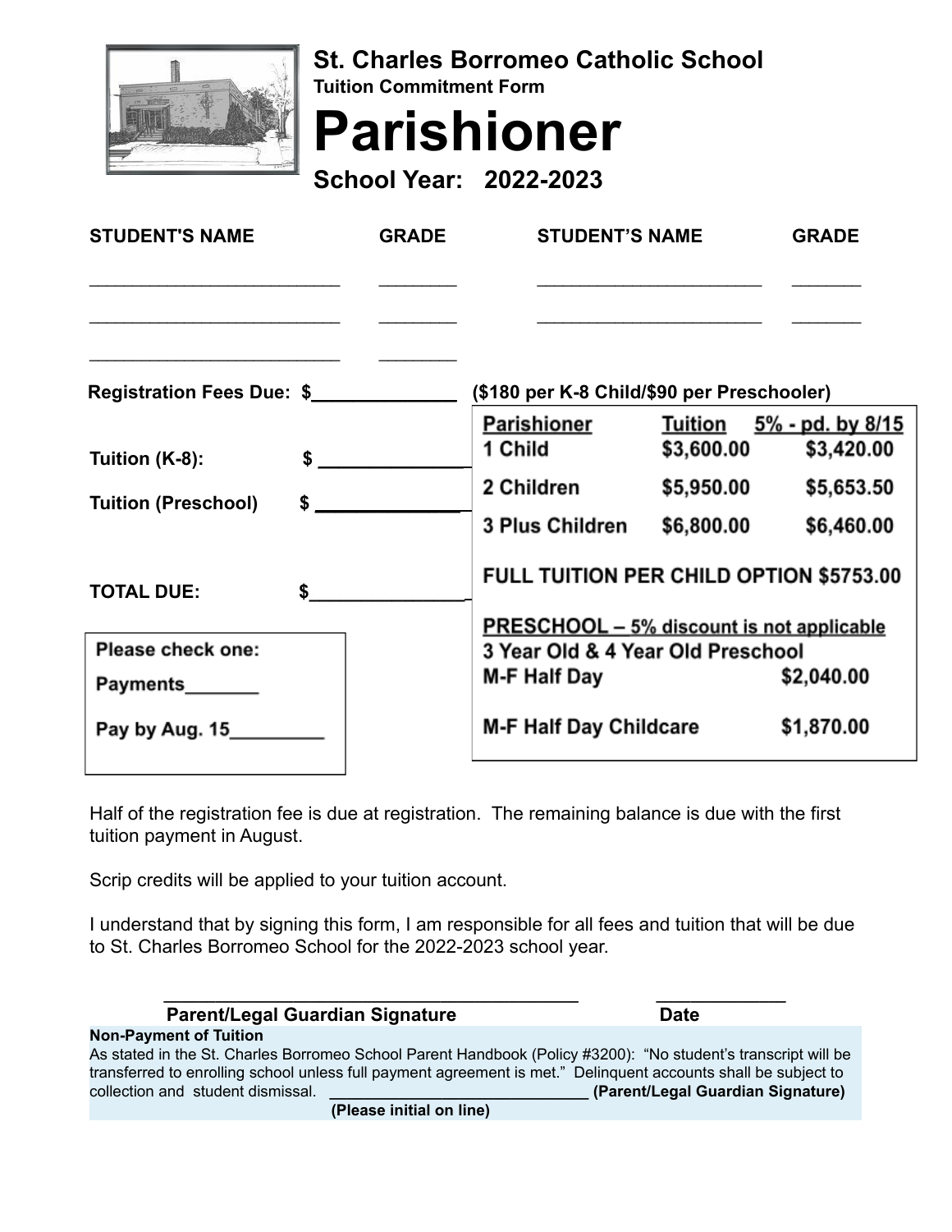# St. Charles Borromeo Catholic School

**Tuition Commitment Form**

# Parishioner

**School Year: 2022-2023**

| STUDENT'S NAME | GRADE | STUDENT'S NAME | GRADE |
|---|---|---|---|
| ________________________ | ________ | ______________________ | _______ |
| ________________________ | ________ | ______________________ | _______ |
| ________________________ | ________ | | |

**Registration Fees Due: $______________ ($180 per K-8 Child/$90 per Preschooler)**

**Tuition (K-8):** $ ______________

**Tuition (Preschool)** $ ______________

**TOTAL DUE:** $______________

| Parishioner | Tuition | 5% - pd. by 8/15 |
|---|---|---|
| 1 Child | $3,600.00 | $3,420.00 |
| 2 Children | $5,950.00 | $5,653.50 |
| 3 Plus Children | $6,800.00 | $6,460.00 |

**FULL TUITION PER CHILD OPTION $5753.00**

**PRESCHOOL – 5% discount is not applicable**

**3 Year Old & 4 Year Old Preschool**

| | |
|---|---|
| M-F Half Day | $2,040.00 |
| M-F Half Day Childcare | $1,870.00 |

**Please check one:**

Payments_______

Pay by Aug. 15_________

Half of the registration fee is due at registration. The remaining balance is due with the first tuition payment in August.

Scrip credits will be applied to your tuition account.

I understand that by signing this form, I am responsible for all fees and tuition that will be due to St. Charles Borromeo School for the 2022-2023 school year.

_________________________________________ _____________

**Parent/Legal Guardian Signature** **Date**

**Non-Payment of Tuition**

As stated in the St. Charles Borromeo School Parent Handbook (Policy #3200): "No student's transcript will be transferred to enrolling school unless full payment agreement is met." Delinquent accounts shall be subject to collection and student dismissal. ______________________________ **(Parent/Legal Guardian Signature)**

**(Please initial on line)**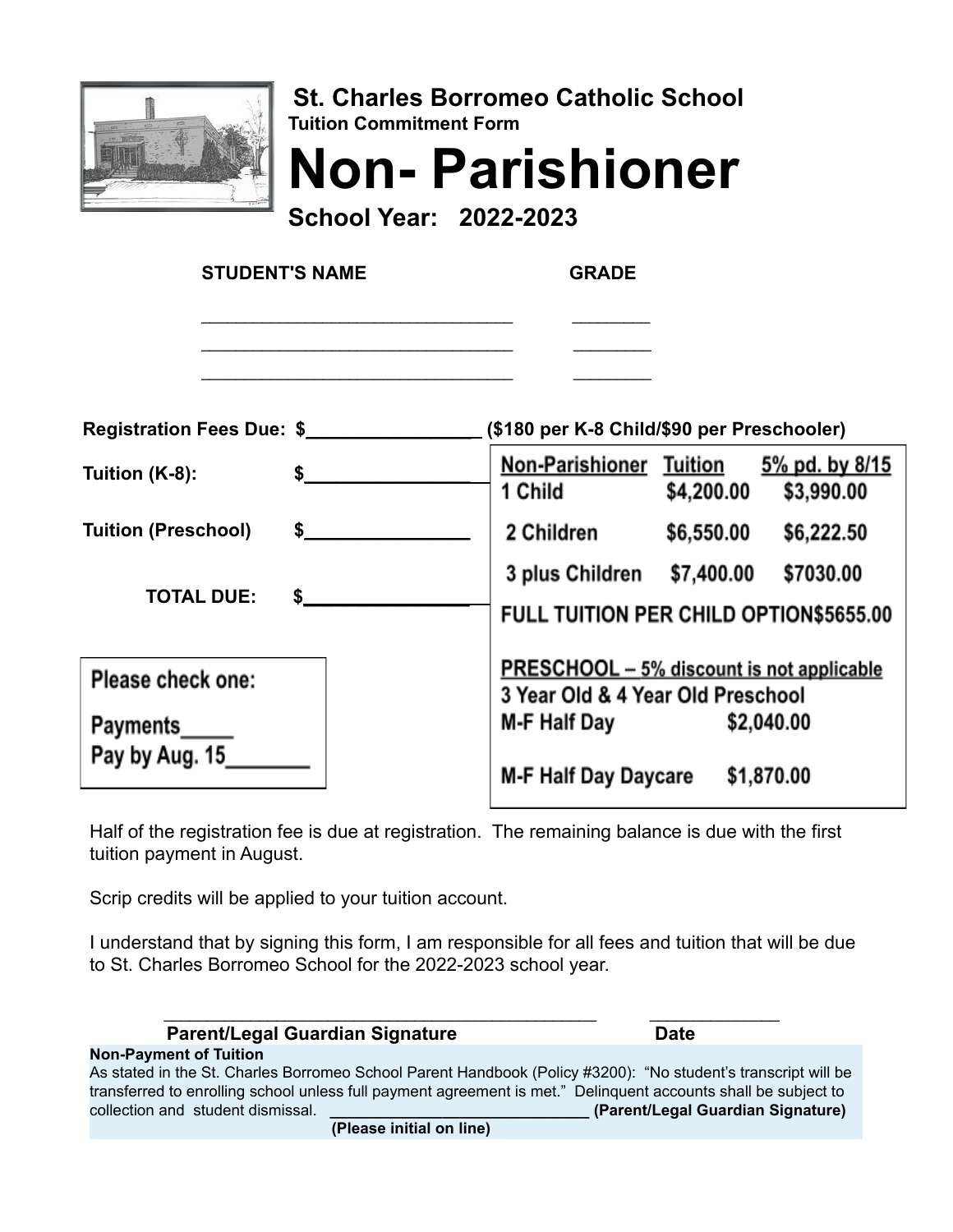# St. Charles Borromeo Catholic School

**Tuition Commitment Form**

# Non- Parishioner

**School Year: 2022-2023**

| STUDENT'S NAME | GRADE |
|---|---|
| ______________________________ | ________ |
| ______________________________ | ________ |
| ______________________________ | ________ |

**Registration Fees Due: $________________ ($180 per K-8 Child/$90 per Preschooler)**

**Tuition (K-8): $________________**

**Tuition (Preschool) $________________**

**TOTAL DUE: $________________**

| Non-Parishioner | Tuition | 5% pd. by 8/15 |
|---|---|---|
| 1 Child | $4,200.00 | $3,990.00 |
| 2 Children | $6,550.00 | $6,222.50 |
| 3 plus Children | $7,400.00 | $7030.00 |
| FULL TUITION PER CHILD OPTION | $5655.00 | |

**PRESCHOOL – 5% discount is not applicable**

| 3 Year Old & 4 Year Old Preschool | |
|---|---|
| M-F Half Day | $2,040.00 |
| M-F Half Day Daycare | $1,870.00 |

Please check one:

Payments_____

Pay by Aug. 15_______

Half of the registration fee is due at registration. The remaining balance is due with the first tuition payment in August.

Scrip credits will be applied to your tuition account.

I understand that by signing this form, I am responsible for all fees and tuition that will be due to St. Charles Borromeo School for the 2022-2023 school year.

_______________________________________________ _____________

**Parent/Legal Guardian Signature** **Date**

**Non-Payment of Tuition**

As stated in the St. Charles Borromeo School Parent Handbook (Policy #3200): "No student's transcript will be transferred to enrolling school unless full payment agreement is met." Delinquent accounts shall be subject to collection and student dismissal. **_____________________________ (Parent/Legal Guardian Signature)**

**(Please initial on line)**